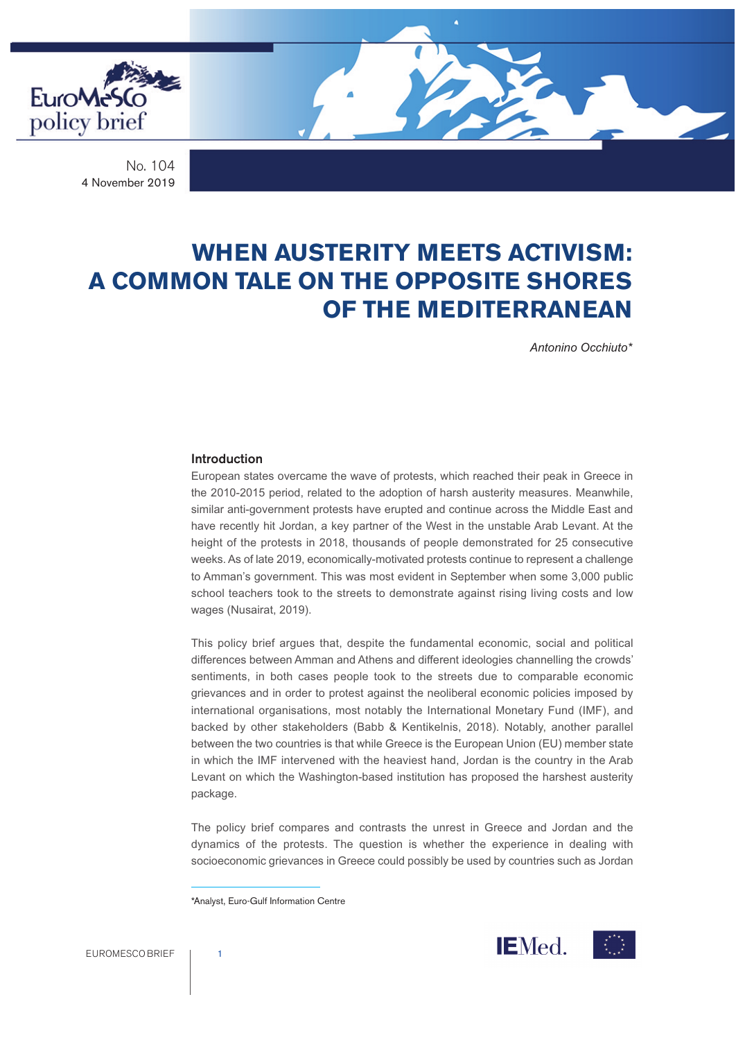EuroMeSCo policy brief

No. 104
4 November 2019

# WHEN AUSTERITY MEETS ACTIVISM: A COMMON TALE ON THE OPPOSITE SHORES OF THE MEDITERRANEAN

*Antonino Occhiuto**

## Introduction

European states overcame the wave of protests, which reached their peak in Greece in the 2010-2015 period, related to the adoption of harsh austerity measures. Meanwhile, similar anti-government protests have erupted and continue across the Middle East and have recently hit Jordan, a key partner of the West in the unstable Arab Levant. At the height of the protests in 2018, thousands of people demonstrated for 25 consecutive weeks. As of late 2019, economically-motivated protests continue to represent a challenge to Amman's government. This was most evident in September when some 3,000 public school teachers took to the streets to demonstrate against rising living costs and low wages (Nusairat, 2019).

This policy brief argues that, despite the fundamental economic, social and political differences between Amman and Athens and different ideologies channelling the crowds' sentiments, in both cases people took to the streets due to comparable economic grievances and in order to protest against the neoliberal economic policies imposed by international organisations, most notably the International Monetary Fund (IMF), and backed by other stakeholders (Babb & Kentikelnis, 2018). Notably, another parallel between the two countries is that while Greece is the European Union (EU) member state in which the IMF intervened with the heaviest hand, Jordan is the country in the Arab Levant on which the Washington-based institution has proposed the harshest austerity package.

The policy brief compares and contrasts the unrest in Greece and Jordan and the dynamics of the protests. The question is whether the experience in dealing with socioeconomic grievances in Greece could possibly be used by countries such as Jordan

*Analyst, Euro-Gulf Information Centre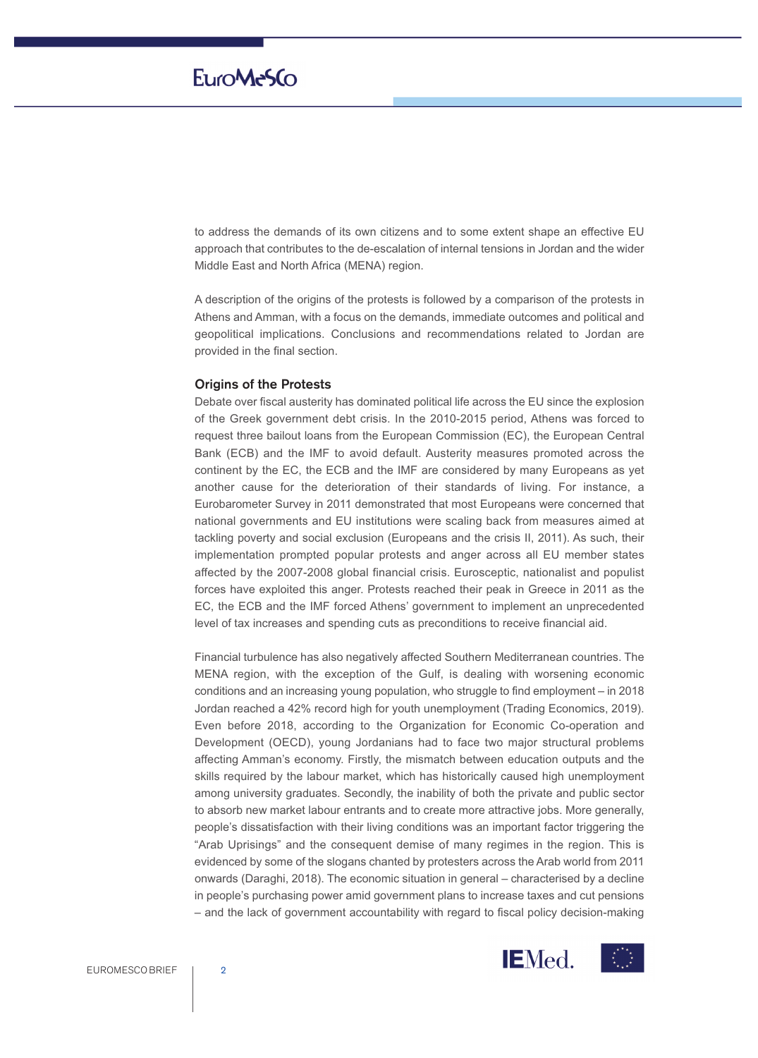to address the demands of its own citizens and to some extent shape an effective EU approach that contributes to the de-escalation of internal tensions in Jordan and the wider Middle East and North Africa (MENA) region.

A description of the origins of the protests is followed by a comparison of the protests in Athens and Amman, with a focus on the demands, immediate outcomes and political and geopolitical implications. Conclusions and recommendations related to Jordan are provided in the final section.

## Origins of the Protests

Debate over fiscal austerity has dominated political life across the EU since the explosion of the Greek government debt crisis. In the 2010-2015 period, Athens was forced to request three bailout loans from the European Commission (EC), the European Central Bank (ECB) and the IMF to avoid default. Austerity measures promoted across the continent by the EC, the ECB and the IMF are considered by many Europeans as yet another cause for the deterioration of their standards of living. For instance, a Eurobarometer Survey in 2011 demonstrated that most Europeans were concerned that national governments and EU institutions were scaling back from measures aimed at tackling poverty and social exclusion (Europeans and the crisis II, 2011). As such, their implementation prompted popular protests and anger across all EU member states affected by the 2007-2008 global financial crisis. Eurosceptic, nationalist and populist forces have exploited this anger. Protests reached their peak in Greece in 2011 as the EC, the ECB and the IMF forced Athens' government to implement an unprecedented level of tax increases and spending cuts as preconditions to receive financial aid.

Financial turbulence has also negatively affected Southern Mediterranean countries. The MENA region, with the exception of the Gulf, is dealing with worsening economic conditions and an increasing young population, who struggle to find employment – in 2018 Jordan reached a 42% record high for youth unemployment (Trading Economics, 2019). Even before 2018, according to the Organization for Economic Co-operation and Development (OECD), young Jordanians had to face two major structural problems affecting Amman's economy. Firstly, the mismatch between education outputs and the skills required by the labour market, which has historically caused high unemployment among university graduates. Secondly, the inability of both the private and public sector to absorb new market labour entrants and to create more attractive jobs. More generally, people's dissatisfaction with their living conditions was an important factor triggering the "Arab Uprisings" and the consequent demise of many regimes in the region. This is evidenced by some of the slogans chanted by protesters across the Arab world from 2011 onwards (Daraghi, 2018). The economic situation in general – characterised by a decline in people's purchasing power amid government plans to increase taxes and cut pensions – and the lack of government accountability with regard to fiscal policy decision-making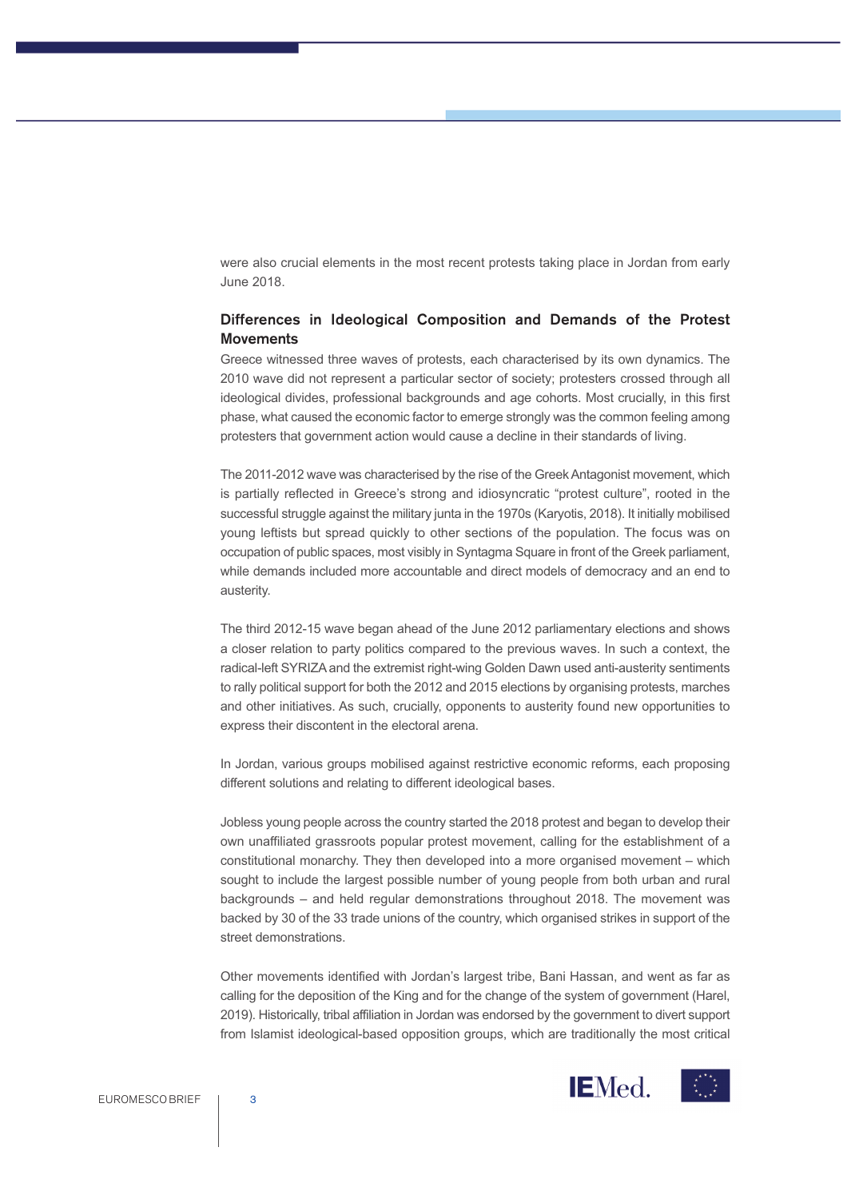were also crucial elements in the most recent protests taking place in Jordan from early June 2018.

### Differences in Ideological Composition and Demands of the Protest Movements

Greece witnessed three waves of protests, each characterised by its own dynamics. The 2010 wave did not represent a particular sector of society; protesters crossed through all ideological divides, professional backgrounds and age cohorts. Most crucially, in this first phase, what caused the economic factor to emerge strongly was the common feeling among protesters that government action would cause a decline in their standards of living.

The 2011-2012 wave was characterised by the rise of the Greek Antagonist movement, which is partially reflected in Greece's strong and idiosyncratic "protest culture", rooted in the successful struggle against the military junta in the 1970s (Karyotis, 2018). It initially mobilised young leftists but spread quickly to other sections of the population. The focus was on occupation of public spaces, most visibly in Syntagma Square in front of the Greek parliament, while demands included more accountable and direct models of democracy and an end to austerity.

The third 2012-15 wave began ahead of the June 2012 parliamentary elections and shows a closer relation to party politics compared to the previous waves. In such a context, the radical-left SYRIZA and the extremist right-wing Golden Dawn used anti-austerity sentiments to rally political support for both the 2012 and 2015 elections by organising protests, marches and other initiatives. As such, crucially, opponents to austerity found new opportunities to express their discontent in the electoral arena.

In Jordan, various groups mobilised against restrictive economic reforms, each proposing different solutions and relating to different ideological bases.

Jobless young people across the country started the 2018 protest and began to develop their own unaffiliated grassroots popular protest movement, calling for the establishment of a constitutional monarchy. They then developed into a more organised movement – which sought to include the largest possible number of young people from both urban and rural backgrounds – and held regular demonstrations throughout 2018. The movement was backed by 30 of the 33 trade unions of the country, which organised strikes in support of the street demonstrations.

Other movements identified with Jordan's largest tribe, Bani Hassan, and went as far as calling for the deposition of the King and for the change of the system of government (Harel, 2019). Historically, tribal affiliation in Jordan was endorsed by the government to divert support from Islamist ideological-based opposition groups, which are traditionally the most critical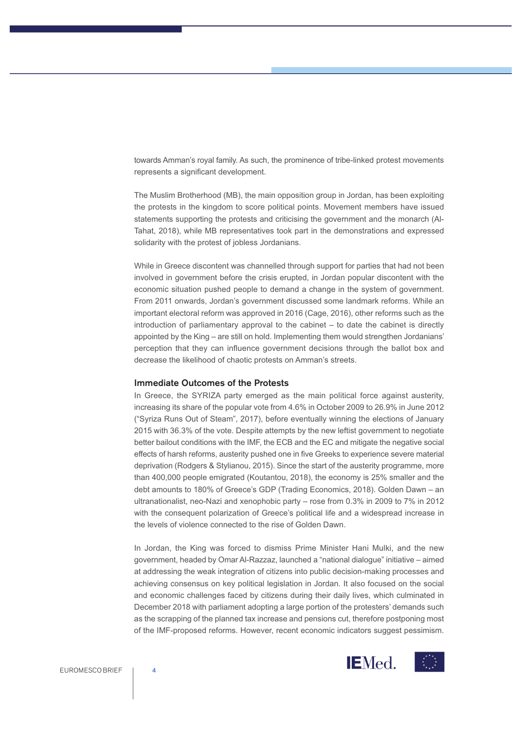towards Amman's royal family. As such, the prominence of tribe-linked protest movements represents a significant development.

The Muslim Brotherhood (MB), the main opposition group in Jordan, has been exploiting the protests in the kingdom to score political points. Movement members have issued statements supporting the protests and criticising the government and the monarch (Al-Tahat, 2018), while MB representatives took part in the demonstrations and expressed solidarity with the protest of jobless Jordanians.

While in Greece discontent was channelled through support for parties that had not been involved in government before the crisis erupted, in Jordan popular discontent with the economic situation pushed people to demand a change in the system of government. From 2011 onwards, Jordan's government discussed some landmark reforms. While an important electoral reform was approved in 2016 (Cage, 2016), other reforms such as the introduction of parliamentary approval to the cabinet – to date the cabinet is directly appointed by the King – are still on hold. Implementing them would strengthen Jordanians' perception that they can influence government decisions through the ballot box and decrease the likelihood of chaotic protests on Amman's streets.

### Immediate Outcomes of the Protests

In Greece, the SYRIZA party emerged as the main political force against austerity, increasing its share of the popular vote from 4.6% in October 2009 to 26.9% in June 2012 ("Syriza Runs Out of Steam", 2017), before eventually winning the elections of January 2015 with 36.3% of the vote. Despite attempts by the new leftist government to negotiate better bailout conditions with the IMF, the ECB and the EC and mitigate the negative social effects of harsh reforms, austerity pushed one in five Greeks to experience severe material deprivation (Rodgers & Stylianou, 2015). Since the start of the austerity programme, more than 400,000 people emigrated (Koutantou, 2018), the economy is 25% smaller and the debt amounts to 180% of Greece's GDP (Trading Economics, 2018). Golden Dawn – an ultranationalist, neo-Nazi and xenophobic party – rose from 0.3% in 2009 to 7% in 2012 with the consequent polarization of Greece's political life and a widespread increase in the levels of violence connected to the rise of Golden Dawn.

In Jordan, the King was forced to dismiss Prime Minister Hani Mulki, and the new government, headed by Omar Al-Razzaz, launched a "national dialogue" initiative – aimed at addressing the weak integration of citizens into public decision-making processes and achieving consensus on key political legislation in Jordan. It also focused on the social and economic challenges faced by citizens during their daily lives, which culminated in December 2018 with parliament adopting a large portion of the protesters' demands such as the scrapping of the planned tax increase and pensions cut, therefore postponing most of the IMF-proposed reforms. However, recent economic indicators suggest pessimism.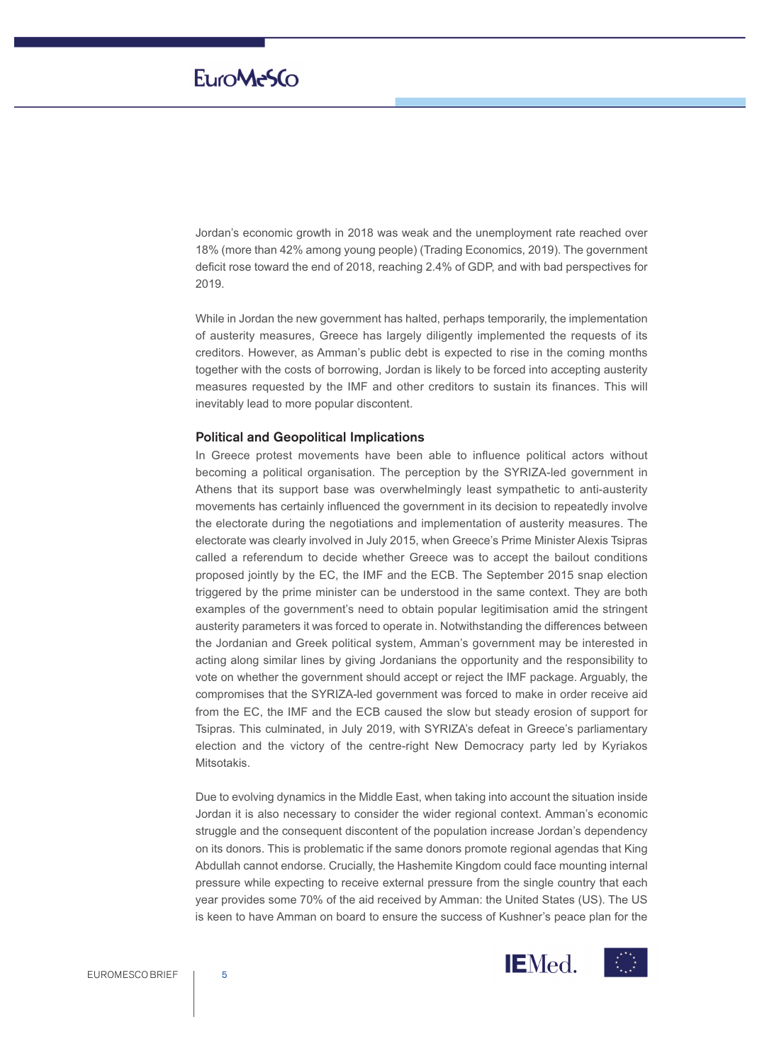Jordan's economic growth in 2018 was weak and the unemployment rate reached over 18% (more than 42% among young people) (Trading Economics, 2019). The government deficit rose toward the end of 2018, reaching 2.4% of GDP, and with bad perspectives for 2019.

While in Jordan the new government has halted, perhaps temporarily, the implementation of austerity measures, Greece has largely diligently implemented the requests of its creditors. However, as Amman's public debt is expected to rise in the coming months together with the costs of borrowing, Jordan is likely to be forced into accepting austerity measures requested by the IMF and other creditors to sustain its finances. This will inevitably lead to more popular discontent.

### Political and Geopolitical Implications

In Greece protest movements have been able to influence political actors without becoming a political organisation. The perception by the SYRIZA-led government in Athens that its support base was overwhelmingly least sympathetic to anti-austerity movements has certainly influenced the government in its decision to repeatedly involve the electorate during the negotiations and implementation of austerity measures. The electorate was clearly involved in July 2015, when Greece's Prime Minister Alexis Tsipras called a referendum to decide whether Greece was to accept the bailout conditions proposed jointly by the EC, the IMF and the ECB. The September 2015 snap election triggered by the prime minister can be understood in the same context. They are both examples of the government's need to obtain popular legitimisation amid the stringent austerity parameters it was forced to operate in. Notwithstanding the differences between the Jordanian and Greek political system, Amman's government may be interested in acting along similar lines by giving Jordanians the opportunity and the responsibility to vote on whether the government should accept or reject the IMF package. Arguably, the compromises that the SYRIZA-led government was forced to make in order receive aid from the EC, the IMF and the ECB caused the slow but steady erosion of support for Tsipras. This culminated, in July 2019, with SYRIZA's defeat in Greece's parliamentary election and the victory of the centre-right New Democracy party led by Kyriakos Mitsotakis.

Due to evolving dynamics in the Middle East, when taking into account the situation inside Jordan it is also necessary to consider the wider regional context. Amman's economic struggle and the consequent discontent of the population increase Jordan's dependency on its donors. This is problematic if the same donors promote regional agendas that King Abdullah cannot endorse. Crucially, the Hashemite Kingdom could face mounting internal pressure while expecting to receive external pressure from the single country that each year provides some 70% of the aid received by Amman: the United States (US). The US is keen to have Amman on board to ensure the success of Kushner's peace plan for the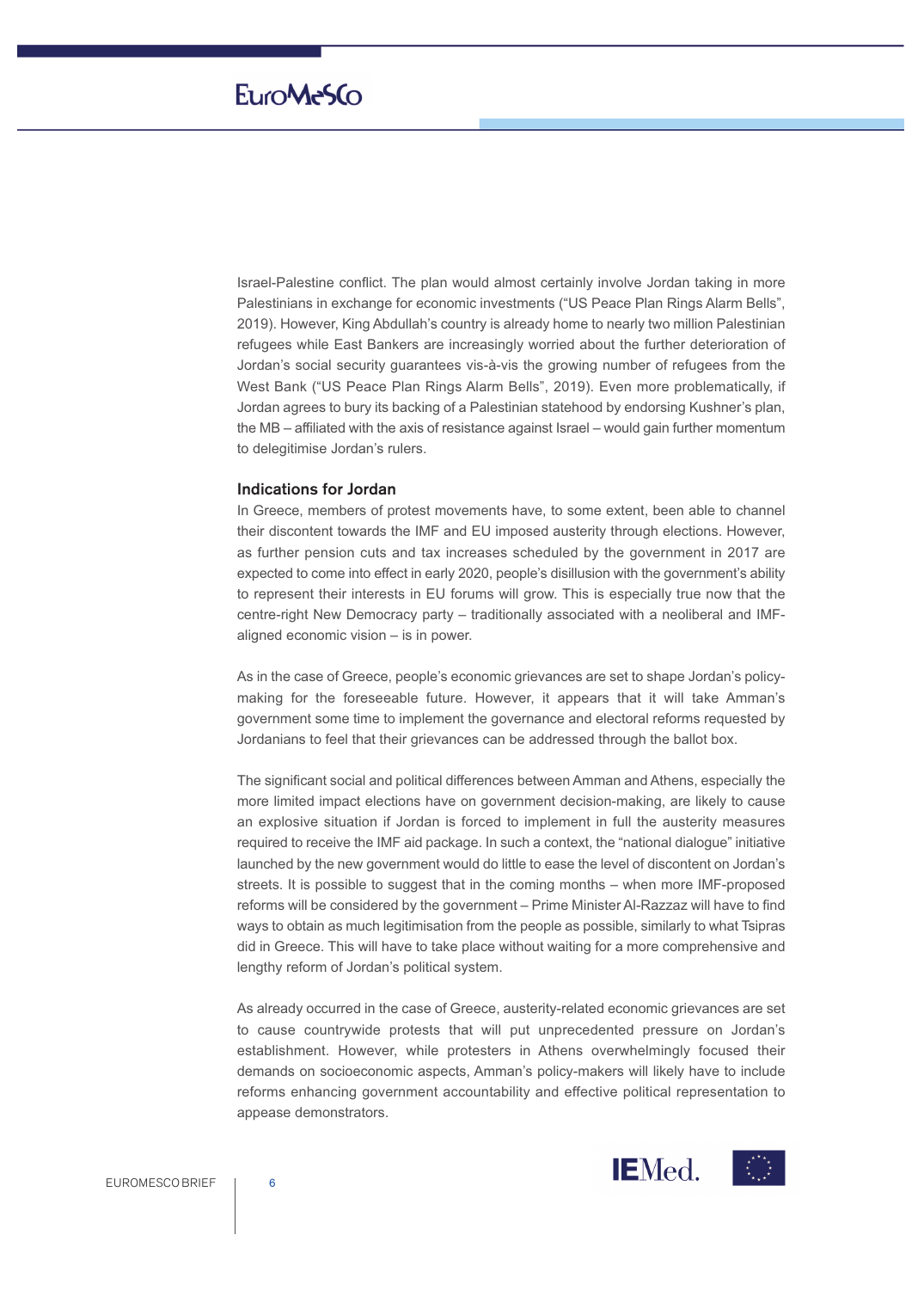Israel-Palestine conflict. The plan would almost certainly involve Jordan taking in more Palestinians in exchange for economic investments ("US Peace Plan Rings Alarm Bells", 2019). However, King Abdullah's country is already home to nearly two million Palestinian refugees while East Bankers are increasingly worried about the further deterioration of Jordan's social security guarantees vis-à-vis the growing number of refugees from the West Bank ("US Peace Plan Rings Alarm Bells", 2019). Even more problematically, if Jordan agrees to bury its backing of a Palestinian statehood by endorsing Kushner's plan, the MB – affiliated with the axis of resistance against Israel – would gain further momentum to delegitimise Jordan's rulers.

### Indications for Jordan

In Greece, members of protest movements have, to some extent, been able to channel their discontent towards the IMF and EU imposed austerity through elections. However, as further pension cuts and tax increases scheduled by the government in 2017 are expected to come into effect in early 2020, people's disillusion with the government's ability to represent their interests in EU forums will grow. This is especially true now that the centre-right New Democracy party – traditionally associated with a neoliberal and IMF-aligned economic vision – is in power.

As in the case of Greece, people's economic grievances are set to shape Jordan's policy-making for the foreseeable future. However, it appears that it will take Amman's government some time to implement the governance and electoral reforms requested by Jordanians to feel that their grievances can be addressed through the ballot box.

The significant social and political differences between Amman and Athens, especially the more limited impact elections have on government decision-making, are likely to cause an explosive situation if Jordan is forced to implement in full the austerity measures required to receive the IMF aid package. In such a context, the "national dialogue" initiative launched by the new government would do little to ease the level of discontent on Jordan's streets. It is possible to suggest that in the coming months – when more IMF-proposed reforms will be considered by the government – Prime Minister Al-Razzaz will have to find ways to obtain as much legitimisation from the people as possible, similarly to what Tsipras did in Greece. This will have to take place without waiting for a more comprehensive and lengthy reform of Jordan's political system.

As already occurred in the case of Greece, austerity-related economic grievances are set to cause countrywide protests that will put unprecedented pressure on Jordan's establishment. However, while protesters in Athens overwhelmingly focused their demands on socioeconomic aspects, Amman's policy-makers will likely have to include reforms enhancing government accountability and effective political representation to appease demonstrators.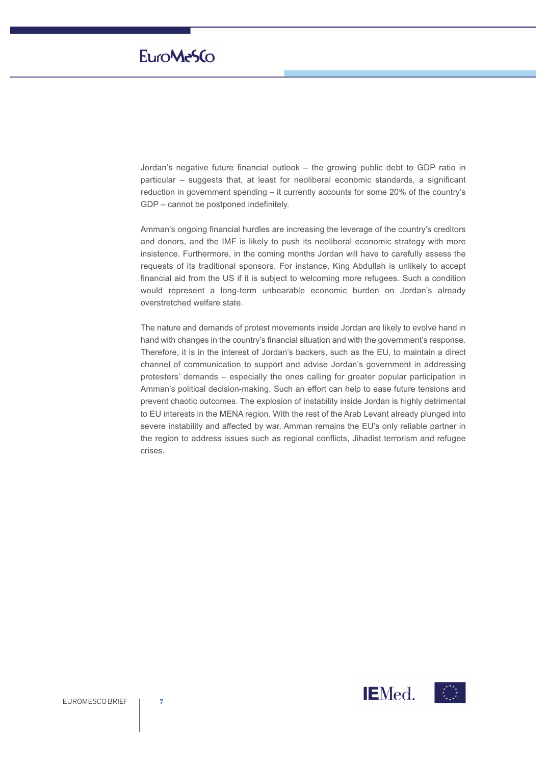Jordan's negative future financial outlook – the growing public debt to GDP ratio in particular – suggests that, at least for neoliberal economic standards, a significant reduction in government spending – it currently accounts for some 20% of the country's GDP – cannot be postponed indefinitely.

Amman's ongoing financial hurdles are increasing the leverage of the country's creditors and donors, and the IMF is likely to push its neoliberal economic strategy with more insistence. Furthermore, in the coming months Jordan will have to carefully assess the requests of its traditional sponsors. For instance, King Abdullah is unlikely to accept financial aid from the US if it is subject to welcoming more refugees. Such a condition would represent a long-term unbearable economic burden on Jordan's already overstretched welfare state.

The nature and demands of protest movements inside Jordan are likely to evolve hand in hand with changes in the country's financial situation and with the government's response. Therefore, it is in the interest of Jordan's backers, such as the EU, to maintain a direct channel of communication to support and advise Jordan's government in addressing protesters' demands – especially the ones calling for greater popular participation in Amman's political decision-making. Such an effort can help to ease future tensions and prevent chaotic outcomes. The explosion of instability inside Jordan is highly detrimental to EU interests in the MENA region. With the rest of the Arab Levant already plunged into severe instability and affected by war, Amman remains the EU's only reliable partner in the region to address issues such as regional conflicts, Jihadist terrorism and refugee crises.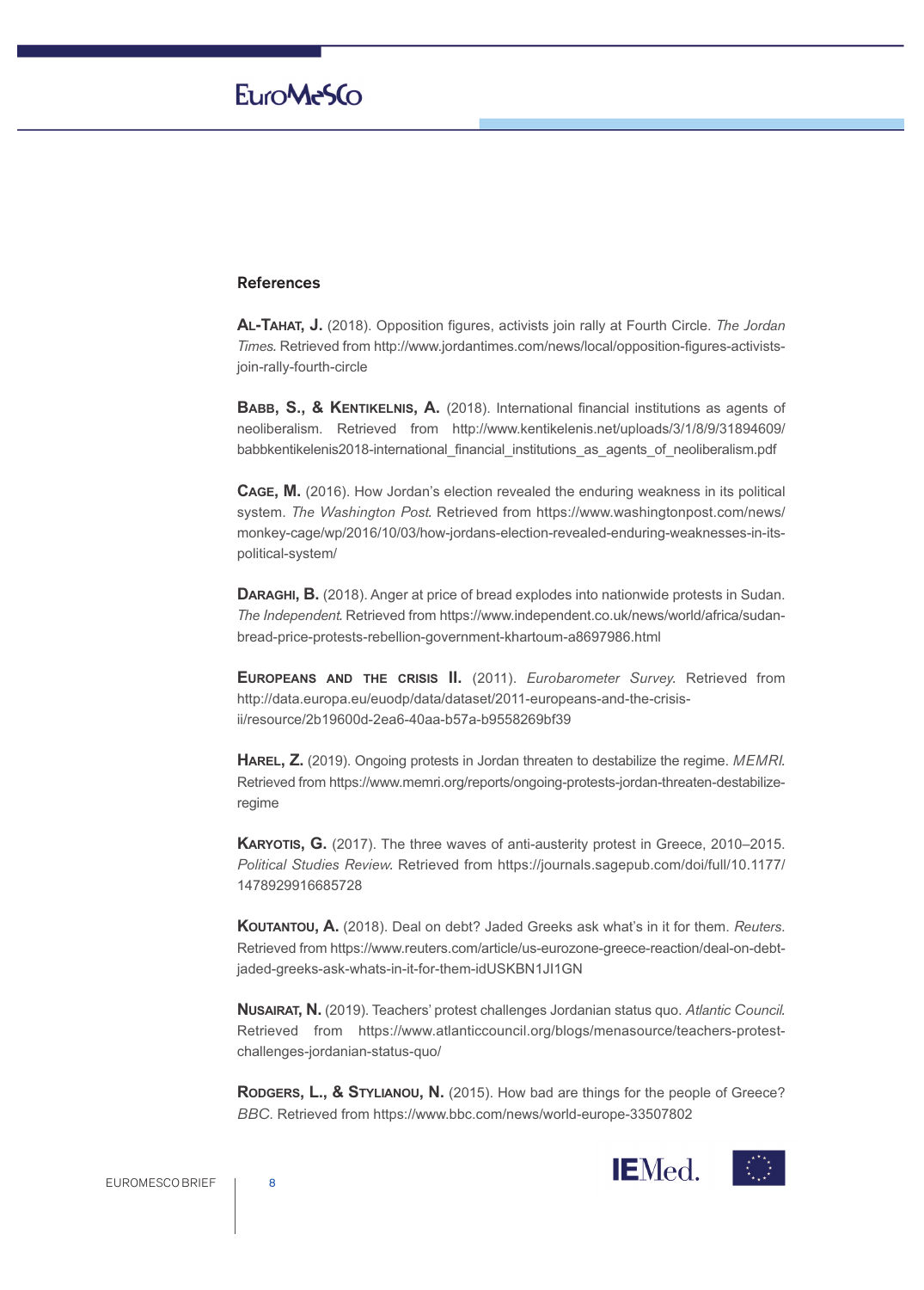## References

**Al-Tahat, J.** (2018). Opposition figures, activists join rally at Fourth Circle. *The Jordan Times*. Retrieved from http://www.jordantimes.com/news/local/opposition-figures-activists-join-rally-fourth-circle

**Babb, S., & Kentikelnis, A.** (2018). International financial institutions as agents of neoliberalism. Retrieved from http://www.kentikelenis.net/uploads/3/1/8/9/31894609/babbkentikelenis2018-international_financial_institutions_as_agents_of_neoliberalism.pdf

**Cage, M.** (2016). How Jordan's election revealed the enduring weakness in its political system. *The Washington Post*. Retrieved from https://www.washingtonpost.com/news/monkey-cage/wp/2016/10/03/how-jordans-election-revealed-enduring-weaknesses-in-its-political-system/

**Daraghi, B.** (2018). Anger at price of bread explodes into nationwide protests in Sudan. *The Independent*. Retrieved from https://www.independent.co.uk/news/world/africa/sudan-bread-price-protests-rebellion-government-khartoum-a8697986.html

**Europeans and the crisis II.** (2011). *Eurobarometer Survey*. Retrieved from http://data.europa.eu/euodp/data/dataset/2011-europeans-and-the-crisis-ii/resource/2b19600d-2ea6-40aa-b57a-b9558269bf39

**Harel, Z.** (2019). Ongoing protests in Jordan threaten to destabilize the regime. *MEMRI*. Retrieved from https://www.memri.org/reports/ongoing-protests-jordan-threaten-destabilize-regime

**Karyotis, G.** (2017). The three waves of anti-austerity protest in Greece, 2010–2015. *Political Studies Review*. Retrieved from https://journals.sagepub.com/doi/full/10.1177/1478929916685728

**Koutantou, A.** (2018). Deal on debt? Jaded Greeks ask what's in it for them. *Reuters*. Retrieved from https://www.reuters.com/article/us-eurozone-greece-reaction/deal-on-debt-jaded-greeks-ask-whats-in-it-for-them-idUSKBN1JI1GN

**Nusairat, N.** (2019). Teachers' protest challenges Jordanian status quo. *Atlantic Council*. Retrieved from https://www.atlanticcouncil.org/blogs/menasource/teachers-protest-challenges-jordanian-status-quo/

**Rodgers, L., & Stylianou, N.** (2015). How bad are things for the people of Greece? *BBC*. Retrieved from https://www.bbc.com/news/world-europe-33507802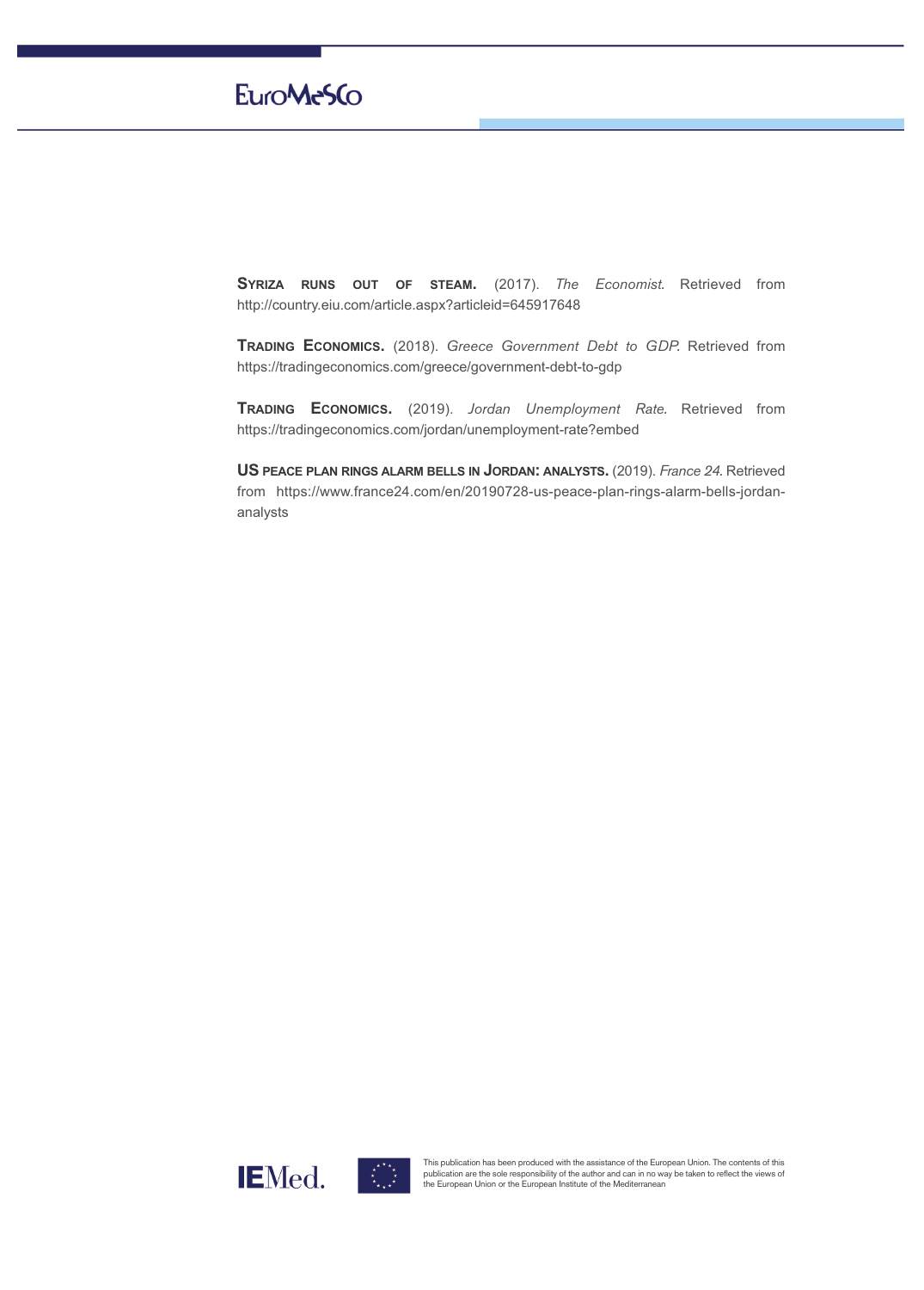**Syriza runs out of steam.** (2017). *The Economist.* Retrieved from http://country.eiu.com/article.aspx?articleid=645917648

**Trading Economics.** (2018). *Greece Government Debt to GDP.* Retrieved from https://tradingeconomics.com/greece/government-debt-to-gdp

**Trading Economics.** (2019). *Jordan Unemployment Rate.* Retrieved from https://tradingeconomics.com/jordan/unemployment-rate?embed

**US peace plan rings alarm bells in Jordan: analysts.** (2019). *France 24.* Retrieved from https://www.france24.com/en/20190728-us-peace-plan-rings-alarm-bells-jordan-analysts

This publication has been produced with the assistance of the European Union. The contents of this publication are the sole responsibility of the author and can in no way be taken to reflect the views of the European Union or the European Institute of the Mediterranean